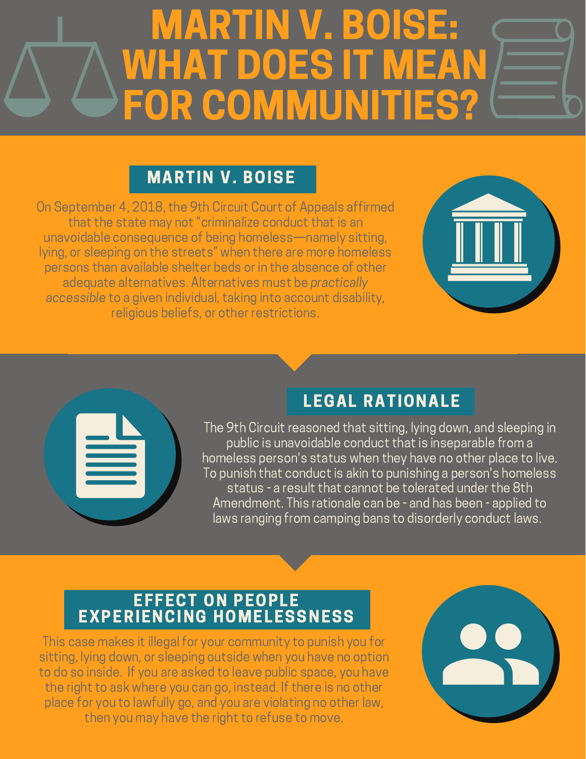# MARTIN V. BOISE: WHAT DOES IT MEAN FOR COMMUNITIES?

## MARTIN V. BOISE

On September 4, 2018, the 9th Circuit Court of Appeals affirmed that the state may not "criminalize conduct that is an unavoidable consequence of being homeless—namely sitting, lying, or sleeping on the streets" when there are more homeless persons than available shelter beds or in the absence of other adequate alternatives. Alternatives must be *practically accessible* to a given individual, taking into account disability, religious beliefs, or other restrictions.

## LEGAL RATIONALE

The 9th Circuit reasoned that sitting, lying down, and sleeping in public is unavoidable conduct that is inseparable from a homeless person's status when they have no other place to live. To punish that conduct is akin to punishing a person's homeless status - a result that cannot be tolerated under the 8th Amendment. This rationale can be - and has been - applied to laws ranging from camping bans to disorderly conduct laws.

## EFFECT ON PEOPLE EXPERIENCING HOMELESSNESS

This case makes it illegal for your community to punish you for sitting, lying down, or sleeping outside when you have no option to do so inside. If you are asked to leave public space, you have the right to ask where you can go, instead. If there is no other place for you to lawfully go, and you are violating no other law, then you may have the right to refuse to move.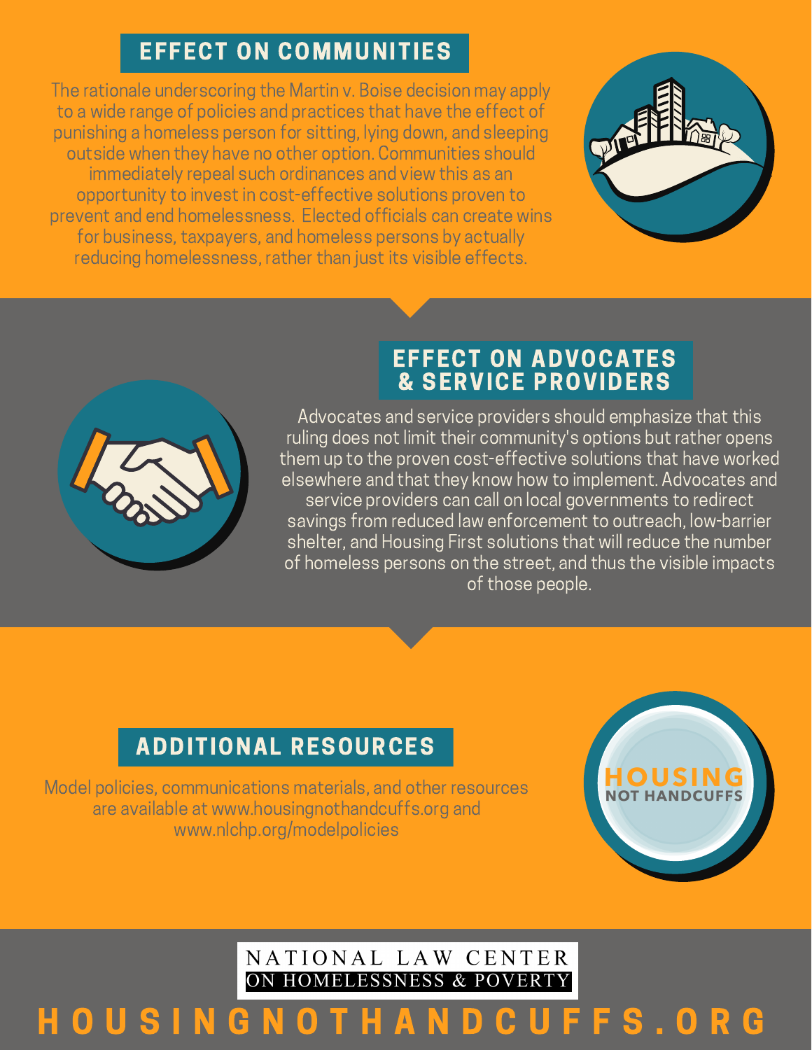## EFFECT ON COMMUNITIES

The rationale underscoring the Martin v. Boise decision may apply to a wide range of policies and practices that have the effect of punishing a homeless person for sitting, lying down, and sleeping outside when they have no other option. Communities should immediately repeal such ordinances and view this as an opportunity to invest in cost-effective solutions proven to prevent and end homelessness. Elected officials can create wins for business, taxpayers, and homeless persons by actually reducing homelessness, rather than just its visible effects.

## EFFECT ON ADVOCATES & SERVICE PROVIDERS

Advocates and service providers should emphasize that this ruling does not limit their community's options but rather opens them up to the proven cost-effective solutions that have worked elsewhere and that they know how to implement. Advocates and service providers can call on local governments to redirect savings from reduced law enforcement to outreach, low-barrier shelter, and Housing First solutions that will reduce the number of homeless persons on the street, and thus the visible impacts of those people.

## ADDITIONAL RESOURCES

Model policies, communications materials, and other resources are available at www.housingnothandcuffs.org and www.nlchp.org/modelpolicies

HOUSING NOT HANDCUFFS

NATIONAL LAW CENTER ON HOMELESSNESS & POVERTY

HOUSINGNOTHANDCUFFS.ORG